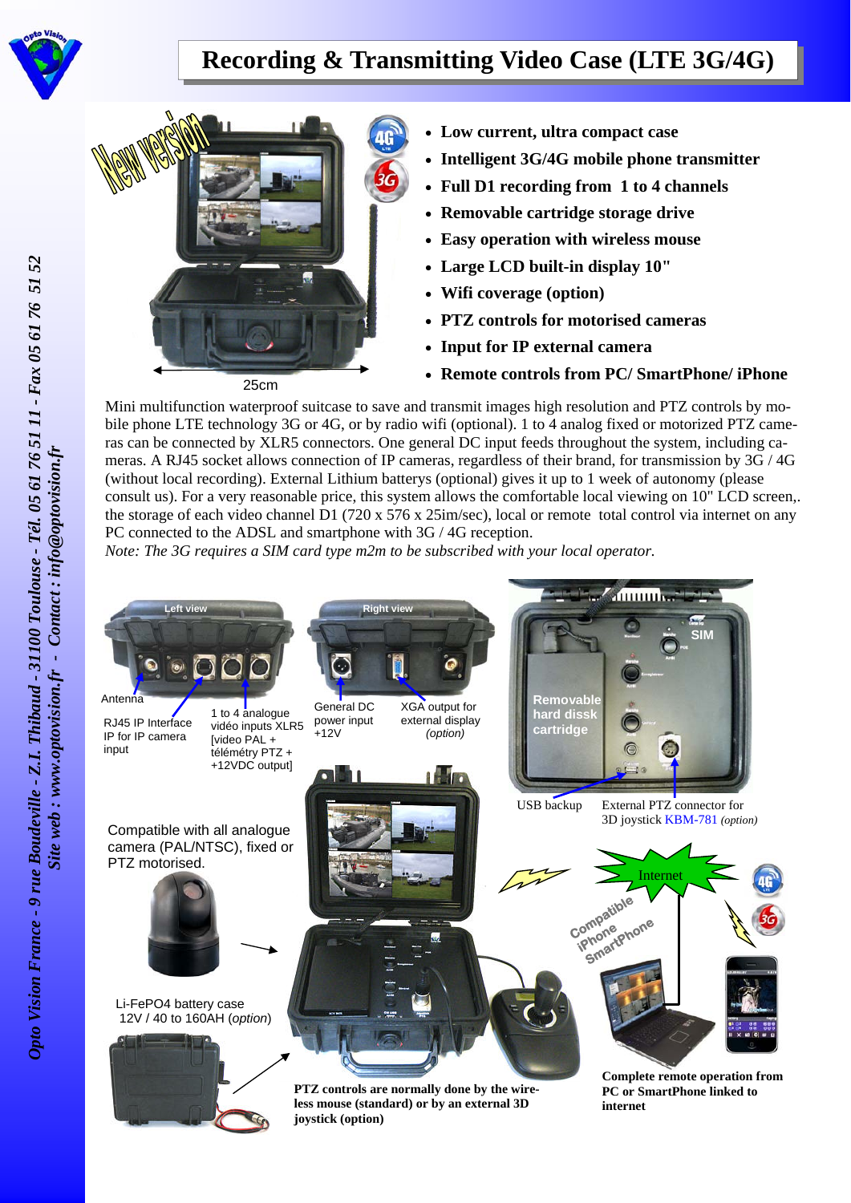# Recording & Transmitting Video Case (LTE 3G/4G)

New version

25cm

- **Low current, ultra compact case**
- **Intelligent 3G/4G mobile phone transmitter**
- **Full D1 recording from 1 to 4 channels**
- **Removable cartridge storage drive**
- **Easy operation with wireless mouse**
- **Large LCD built-in display 10"**
- **Wifi coverage (option)**
- **PTZ controls for motorised cameras**
- **Input for IP external camera**
- **Remote controls from PC/ SmartPhone/ iPhone**

Mini multifunction waterproof suitcase to save and transmit images high resolution and PTZ controls by mobile phone LTE technology 3G or 4G, or by radio wifi (optional). 1 to 4 analog fixed or motorized PTZ cameras can be connected by XLR5 connectors. One general DC input feeds throughout the system, including cameras. A RJ45 socket allows connection of IP cameras, regardless of their brand, for transmission by 3G / 4G (without local recording). External Lithium batterys (optional) gives it up to 1 week of autonomy (please consult us). For a very reasonable price, this system allows the comfortable local viewing on 10" LCD screen,. the storage of each video channel D1 (720 x 576 x 25im/sec), local or remote total control via internet on any PC connected to the ADSL and smartphone with 3G / 4G reception.

*Note: The 3G requires a SIM card type m2m to be subscribed with your local operator.*

Left view

Antenna

RJ45 IP Interface IP for IP camera input

1 to 4 analogue vidéo inputs XLR5 [video PAL + télémétry PTZ + +12VDC output]

Right view

General DC power input +12V

XGA output for external display *(option)*

SIM

Removable hard dissk cartridge

USB backup

External PTZ connector for 3D joystick KBM-781 *(option)*

Compatible with all analogue camera (PAL/NTSC), fixed or PTZ motorised.

Li-FePO4 battery case 12V / 40 to 160AH (*option*)

**PTZ controls are normally done by the wireless mouse (standard) or by an external 3D joystick (option)**

Internet

Compatible iPhone SmartPhone

**Complete remote operation from PC or SmartPhone linked to internet**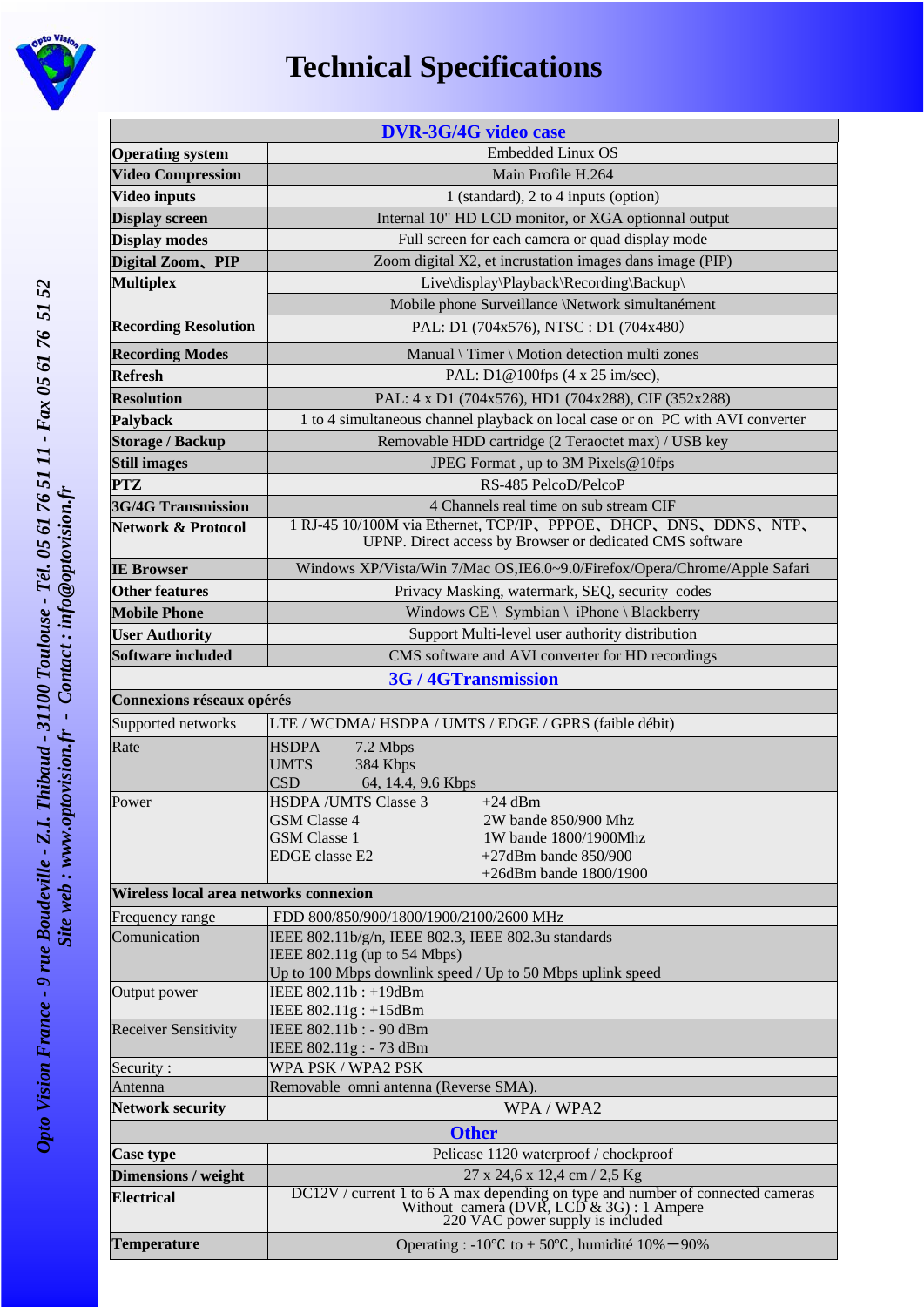# Technical Specifications

| DVR-3G/4G video case | |
|---|---|
| **Operating system** | Embedded Linux OS |
| **Video Compression** | Main Profile H.264 |
| **Video inputs** | 1 (standard), 2 to 4 inputs (option) |
| **Display screen** | Internal 10" HD LCD monitor, or XGA optionnal output |
| **Display modes** | Full screen for each camera or quad display mode |
| **Digital Zoom、PIP** | Zoom digital X2, et incrustation images dans image (PIP) |
| **Multiplex** | Live\display\Playback\Recording\Backup\ Mobile phone Surveillance \Network simultanément |
| **Recording Resolution** | PAL: D1 (704x576), NTSC : D1 (704x480） |
| **Recording Modes** | Manual \ Timer \ Motion detection multi zones |
| **Refresh** | PAL: D1@100fps (4 x 25 im/sec), |
| **Resolution** | PAL: 4 x D1 (704x576), HD1 (704x288), CIF (352x288) |
| **Palyback** | 1 to 4 simultaneous channel playback on local case or on PC with AVI converter |
| **Storage / Backup** | Removable HDD cartridge (2 Teraoctet max) / USB key |
| **Still images** | JPEG Format , up to 3M Pixels@10fps |
| **PTZ** | RS-485 PelcoD/PelcoP |
| **3G/4G Transmission** | 4 Channels real time on sub stream CIF |
| **Network & Protocol** | 1 RJ-45 10/100M via Ethernet, TCP/IP、PPPOE、DHCP、DNS、DDNS、NTP、UPNP. Direct access by Browser or dedicated CMS software |
| **IE Browser** | Windows XP/Vista/Win 7/Mac OS,IE6.0~9.0/Firefox/Opera/Chrome/Apple Safari |
| **Other features** | Privacy Masking, watermark, SEQ, security codes |
| **Mobile Phone** | Windows CE \ Symbian \ iPhone \ Blackberry |
| **User Authority** | Support Multi-level user authority distribution |
| **Software included** | CMS software and AVI converter for HD recordings |
| **3G / 4GTransmission** | |
| **Connexions réseaux opérés** | |
| Supported networks | LTE / WCDMA/ HSDPA / UMTS / EDGE / GPRS (faible débit) |
| Rate | HSDPA 7.2 Mbps<br>UMTS 384 Kbps<br>CSD 64, 14.4, 9.6 Kbps |
| Power | HSDPA /UMTS Classe 3 +24 dBm<br>GSM Classe 4 2W bande 850/900 Mhz<br>GSM Classe 1 1W bande 1800/1900Mhz<br>EDGE classe E2 +27dBm bande 850/900<br>+26dBm bande 1800/1900 |
| **Wireless local area networks connexion** | |
| Frequency range | FDD 800/850/900/1800/1900/2100/2600 MHz |
| Comunication | IEEE 802.11b/g/n, IEEE 802.3, IEEE 802.3u standards<br>IEEE 802.11g (up to 54 Mbps)<br>Up to 100 Mbps downlink speed / Up to 50 Mbps uplink speed |
| Output power | IEEE 802.11b : +19dBm<br>IEEE 802.11g : +15dBm |
| Receiver Sensitivity | IEEE 802.11b : - 90 dBm<br>IEEE 802.11g : - 73 dBm |
| Security : | WPA PSK / WPA2 PSK |
| Antenna | Removable omni antenna (Reverse SMA). |
| **Network security** | WPA / WPA2 |
| **Other** | |
| **Case type** | Pelicase 1120 waterproof / chockproof |
| **Dimensions / weight** | 27 x 24,6 x 12,4 cm / 2,5 Kg |
| **Electrical** | DC12V / current 1 to 6 A max depending on type and number of connected cameras<br>Without camera (DVR, LCD & 3G) : 1 Ampere<br>220 VAC power supply is included |
| **Temperature** | Operating : -10℃ to + 50℃, humidité 10%－90% |

*Opto Vision France - 9 rue Boudeville - Z.I. Thibaud - 31100 Toulouse - Tél. 05 61 76 51 11 - Fax 05 61 76 51 52*
*Site web : www.optovision.fr - Contact : info@optovision.fr*